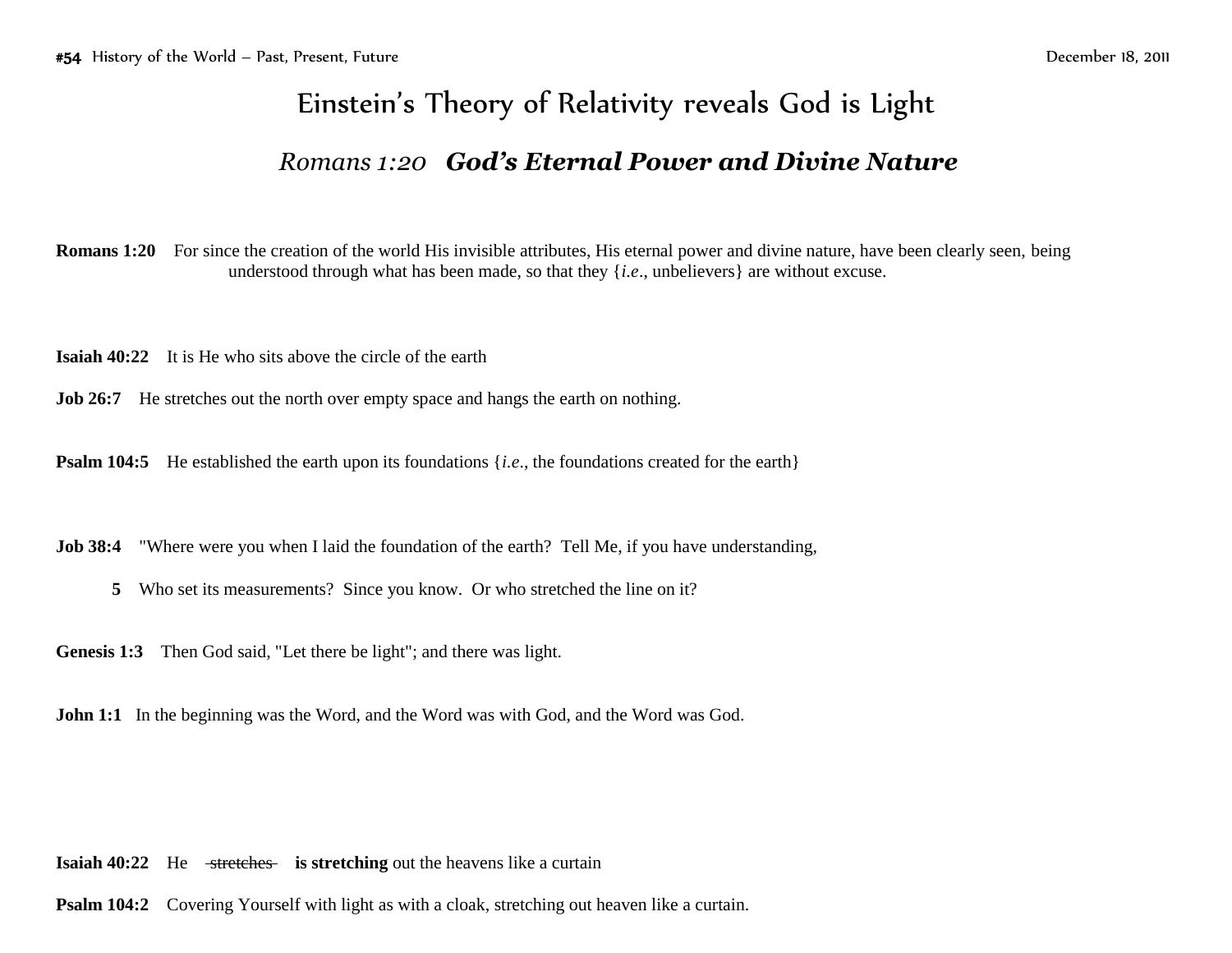# Einstein's Theory of Relativity reveals God is Light

## *Romans 1:20* ***God's Eternal Power and Divine Nature***

**Romans 1:20** For since the creation of the world His invisible attributes, His eternal power and divine nature, have been clearly seen, being understood through what has been made, so that they {*i.e*., unbelievers} are without excuse.

**Isaiah 40:22** It is He who sits above the circle of the earth

**Job 26:7** He stretches out the north over empty space and hangs the earth on nothing.

**Psalm 104:5** He established the earth upon its foundations {*i.e*., the foundations created for the earth}

**Job 38:4** "Where were you when I laid the foundation of the earth? Tell Me, if you have understanding,

**5** Who set its measurements? Since you know. Or who stretched the line on it?

**Genesis 1:3** Then God said, "Let there be light"; and there was light.

**John 1:1** In the beginning was the Word, and the Word was with God, and the Word was God.

**Isaiah 40:22** He ~~stretches~~ **is stretching** out the heavens like a curtain

**Psalm 104:2** Covering Yourself with light as with a cloak, stretching out heaven like a curtain.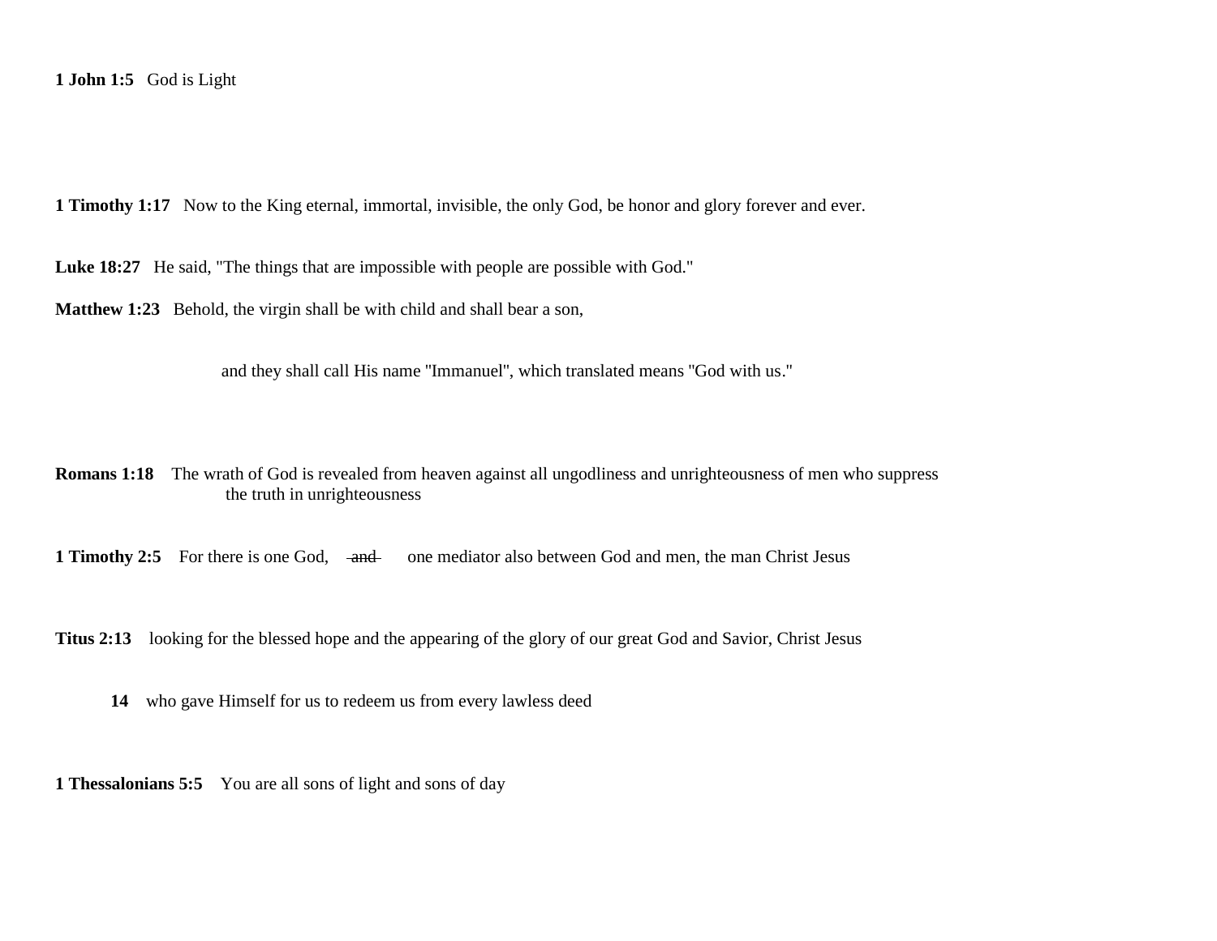**1 John 1:5** God is Light

**1 Timothy 1:17** Now to the King eternal, immortal, invisible, the only God, be honor and glory forever and ever.

**Luke 18:27** He said, "The things that are impossible with people are possible with God."

**Matthew 1:23** Behold, the virgin shall be with child and shall bear a son,

and they shall call His name "Immanuel", which translated means "God with us."

**Romans 1:18** The wrath of God is revealed from heaven against all ungodliness and unrighteousness of men who suppress the truth in unrighteousness

**1 Timothy 2:5** For there is one God, ~~and~~ one mediator also between God and men, the man Christ Jesus

**Titus 2:13** looking for the blessed hope and the appearing of the glory of our great God and Savior, Christ Jesus

**14** who gave Himself for us to redeem us from every lawless deed

**1 Thessalonians 5:5** You are all sons of light and sons of day